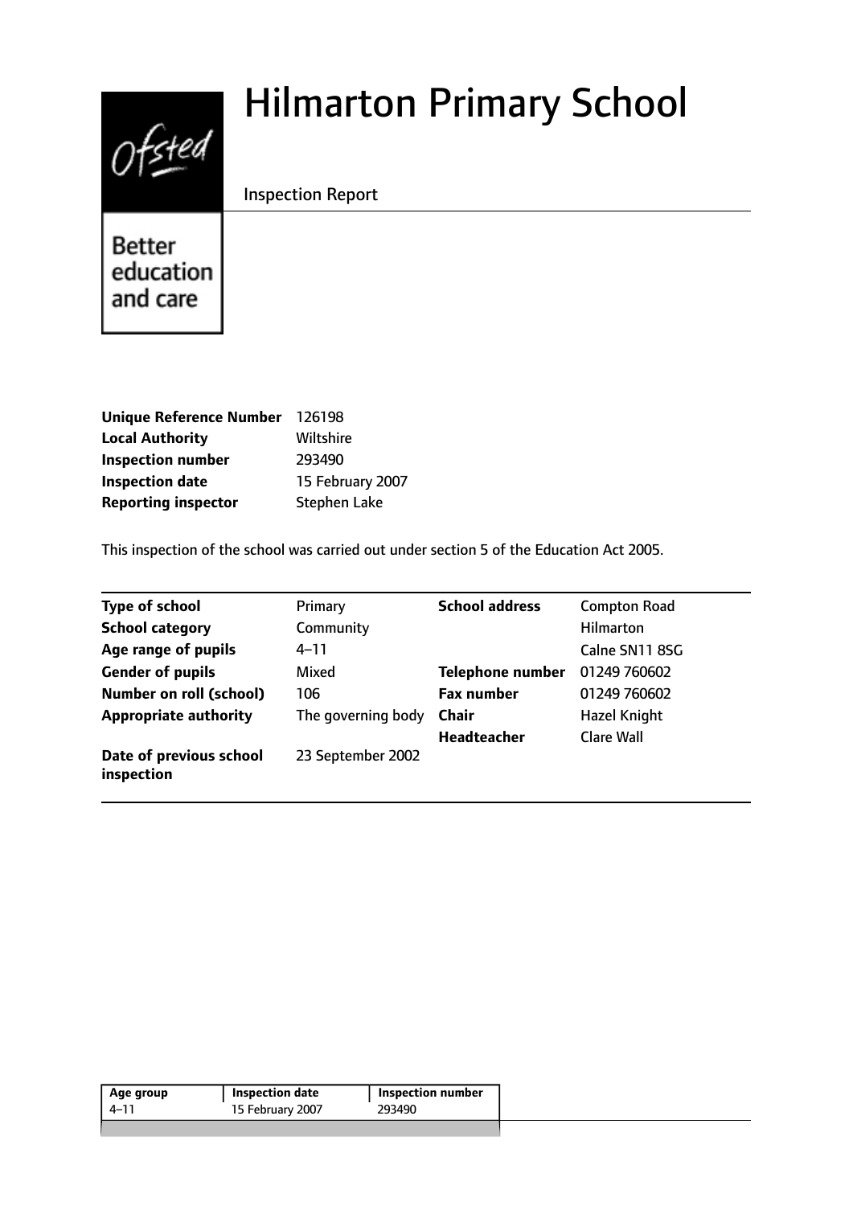# Hilmarton Primary School

Inspection Report

Ofsted

Better education and care

| | |
|---|---|
| **Unique Reference Number** | 126198 |
| **Local Authority** | Wiltshire |
| **Inspection number** | 293490 |
| **Inspection date** | 15 February 2007 |
| **Reporting inspector** | Stephen Lake |

This inspection of the school was carried out under section 5 of the Education Act 2005.

| | | | |
|---|---|---|---|
| **Type of school** | Primary | **School address** | Compton Road |
| **School category** | Community | | Hilmarton |
| **Age range of pupils** | 4–11 | | Calne SN11 8SG |
| **Gender of pupils** | Mixed | **Telephone number** | 01249 760602 |
| **Number on roll (school)** | 106 | **Fax number** | 01249 760602 |
| **Appropriate authority** | The governing body | **Chair** | Hazel Knight |
| | | **Headteacher** | Clare Wall |
| **Date of previous school inspection** | 23 September 2002 | | |

| Age group | Inspection date | Inspection number |
|---|---|---|
| 4–11 | 15 February 2007 | 293490 |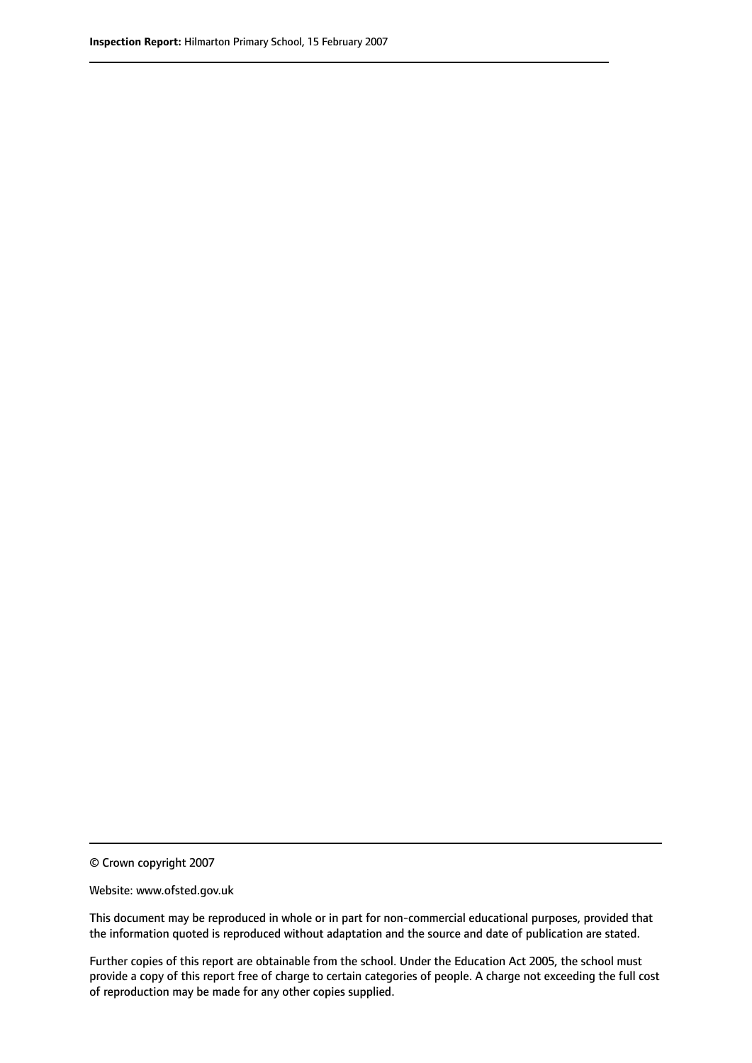© Crown copyright 2007

Website: www.ofsted.gov.uk

This document may be reproduced in whole or in part for non-commercial educational purposes, provided that the information quoted is reproduced without adaptation and the source and date of publication are stated.

Further copies of this report are obtainable from the school. Under the Education Act 2005, the school must provide a copy of this report free of charge to certain categories of people. A charge not exceeding the full cost of reproduction may be made for any other copies supplied.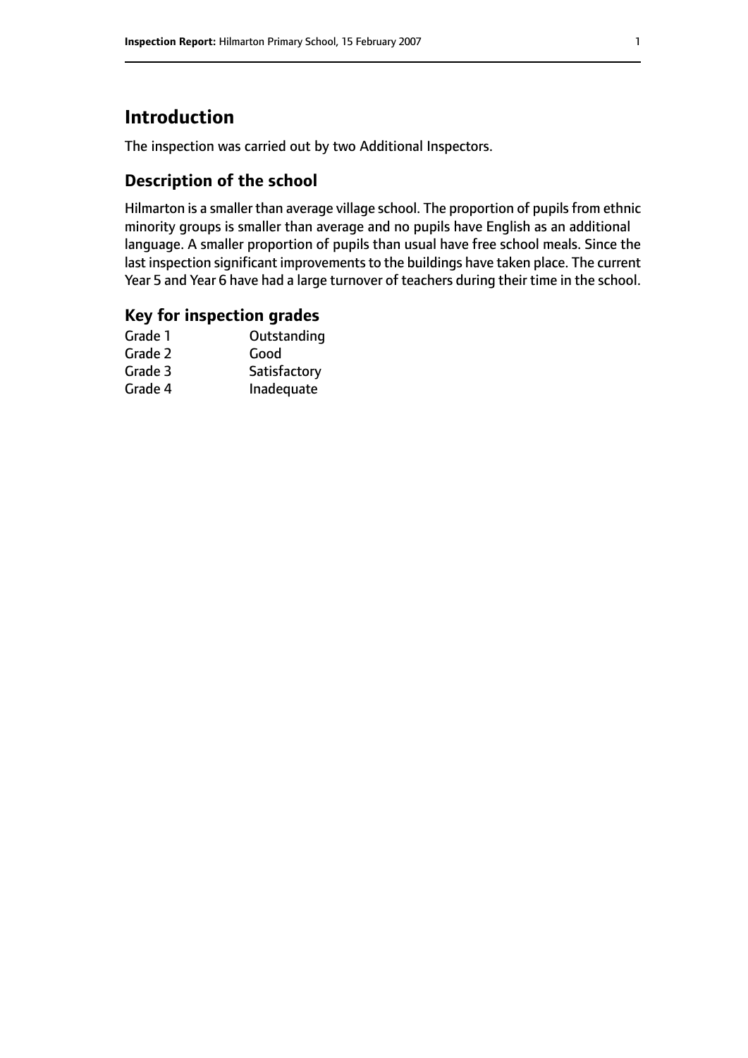# Introduction

The inspection was carried out by two Additional Inspectors.

## Description of the school

Hilmarton is a smaller than average village school. The proportion of pupils from ethnic minority groups is smaller than average and no pupils have English as an additional language. A smaller proportion of pupils than usual have free school meals. Since the last inspection significant improvements to the buildings have taken place. The current Year 5 and Year 6 have had a large turnover of teachers during their time in the school.

## Key for inspection grades

| | |
|---|---|
| Grade 1 | Outstanding |
| Grade 2 | Good |
| Grade 3 | Satisfactory |
| Grade 4 | Inadequate |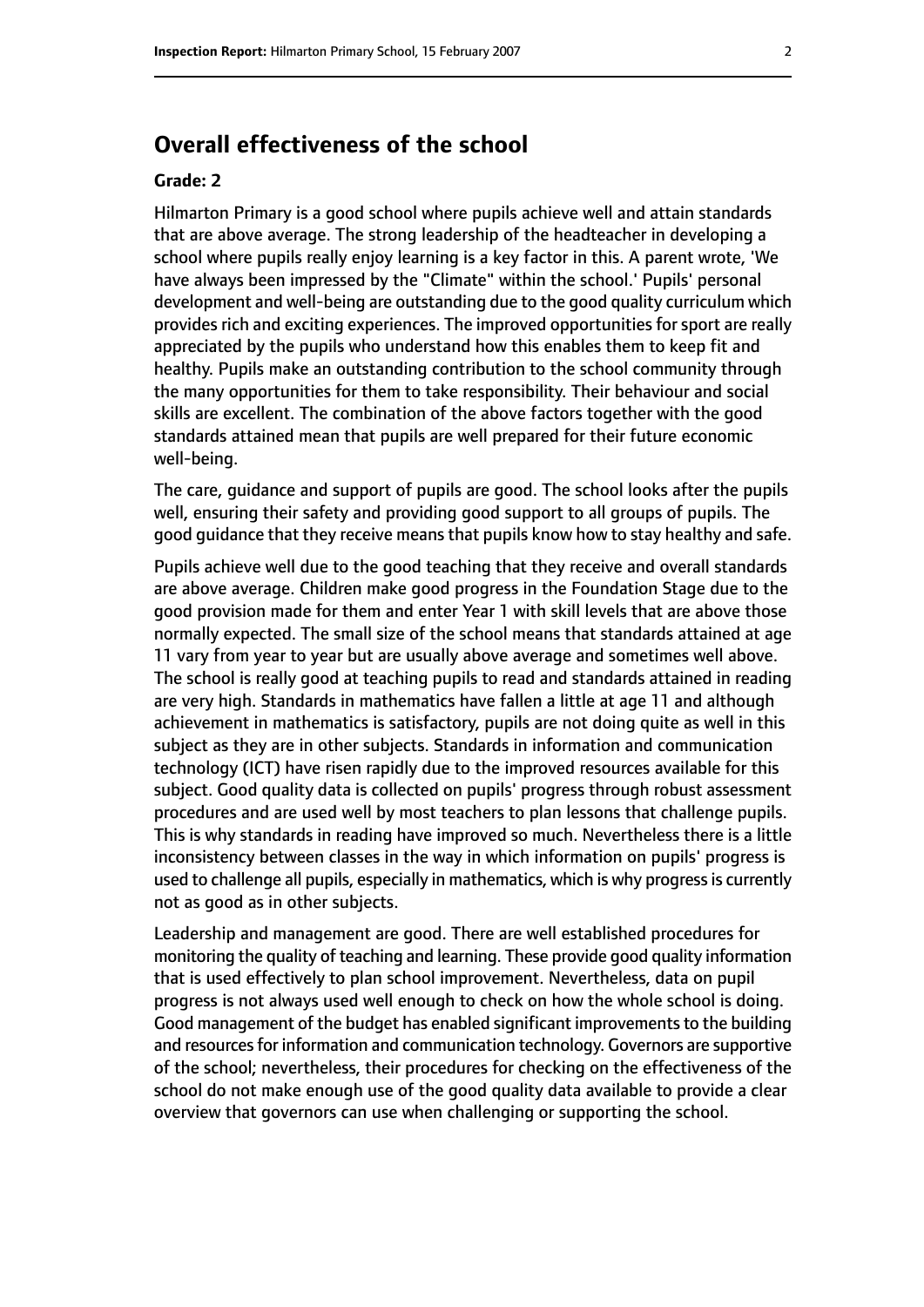## Overall effectiveness of the school

**Grade: 2**

Hilmarton Primary is a good school where pupils achieve well and attain standards that are above average. The strong leadership of the headteacher in developing a school where pupils really enjoy learning is a key factor in this. A parent wrote, 'We have always been impressed by the "Climate" within the school.' Pupils' personal development and well-being are outstanding due to the good quality curriculum which provides rich and exciting experiences. The improved opportunities for sport are really appreciated by the pupils who understand how this enables them to keep fit and healthy. Pupils make an outstanding contribution to the school community through the many opportunities for them to take responsibility. Their behaviour and social skills are excellent. The combination of the above factors together with the good standards attained mean that pupils are well prepared for their future economic well-being.

The care, guidance and support of pupils are good. The school looks after the pupils well, ensuring their safety and providing good support to all groups of pupils. The good guidance that they receive means that pupils know how to stay healthy and safe.

Pupils achieve well due to the good teaching that they receive and overall standards are above average. Children make good progress in the Foundation Stage due to the good provision made for them and enter Year 1 with skill levels that are above those normally expected. The small size of the school means that standards attained at age 11 vary from year to year but are usually above average and sometimes well above. The school is really good at teaching pupils to read and standards attained in reading are very high. Standards in mathematics have fallen a little at age 11 and although achievement in mathematics is satisfactory, pupils are not doing quite as well in this subject as they are in other subjects. Standards in information and communication technology (ICT) have risen rapidly due to the improved resources available for this subject. Good quality data is collected on pupils' progress through robust assessment procedures and are used well by most teachers to plan lessons that challenge pupils. This is why standards in reading have improved so much. Nevertheless there is a little inconsistency between classes in the way in which information on pupils' progress is used to challenge all pupils, especially in mathematics, which is why progress is currently not as good as in other subjects.

Leadership and management are good. There are well established procedures for monitoring the quality of teaching and learning. These provide good quality information that is used effectively to plan school improvement. Nevertheless, data on pupil progress is not always used well enough to check on how the whole school is doing. Good management of the budget has enabled significant improvements to the building and resources for information and communication technology. Governors are supportive of the school; nevertheless, their procedures for checking on the effectiveness of the school do not make enough use of the good quality data available to provide a clear overview that governors can use when challenging or supporting the school.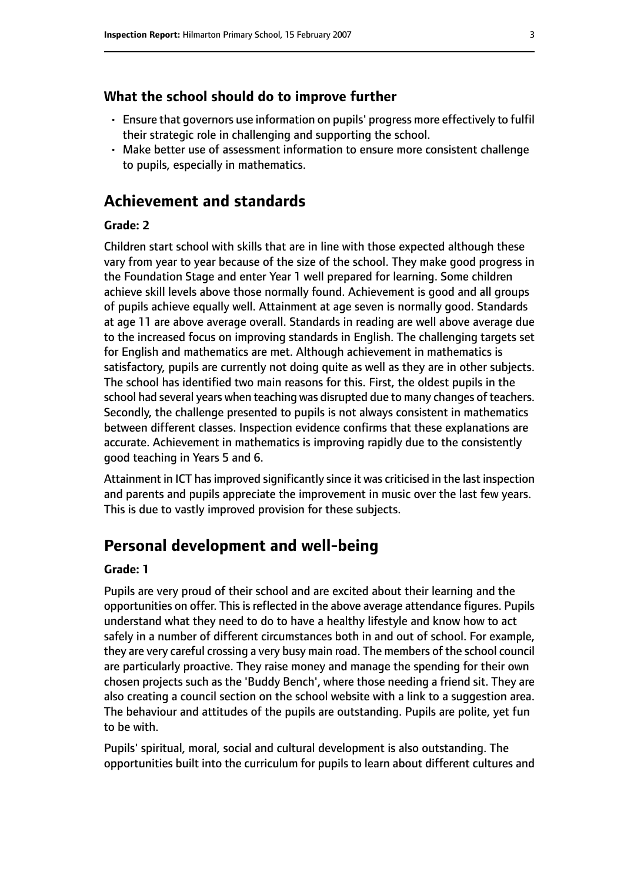### What the school should do to improve further

- Ensure that governors use information on pupils' progress more effectively to fulfil their strategic role in challenging and supporting the school.
- Make better use of assessment information to ensure more consistent challenge to pupils, especially in mathematics.

## Achievement and standards

**Grade: 2**

Children start school with skills that are in line with those expected although these vary from year to year because of the size of the school. They make good progress in the Foundation Stage and enter Year 1 well prepared for learning. Some children achieve skill levels above those normally found. Achievement is good and all groups of pupils achieve equally well. Attainment at age seven is normally good. Standards at age 11 are above average overall. Standards in reading are well above average due to the increased focus on improving standards in English. The challenging targets set for English and mathematics are met. Although achievement in mathematics is satisfactory, pupils are currently not doing quite as well as they are in other subjects. The school has identified two main reasons for this. First, the oldest pupils in the school had several years when teaching was disrupted due to many changes of teachers. Secondly, the challenge presented to pupils is not always consistent in mathematics between different classes. Inspection evidence confirms that these explanations are accurate. Achievement in mathematics is improving rapidly due to the consistently good teaching in Years 5 and 6.

Attainment in ICT has improved significantly since it was criticised in the last inspection and parents and pupils appreciate the improvement in music over the last few years. This is due to vastly improved provision for these subjects.

## Personal development and well-being

**Grade: 1**

Pupils are very proud of their school and are excited about their learning and the opportunities on offer. This is reflected in the above average attendance figures. Pupils understand what they need to do to have a healthy lifestyle and know how to act safely in a number of different circumstances both in and out of school. For example, they are very careful crossing a very busy main road. The members of the school council are particularly proactive. They raise money and manage the spending for their own chosen projects such as the 'Buddy Bench', where those needing a friend sit. They are also creating a council section on the school website with a link to a suggestion area. The behaviour and attitudes of the pupils are outstanding. Pupils are polite, yet fun to be with.

Pupils' spiritual, moral, social and cultural development is also outstanding. The opportunities built into the curriculum for pupils to learn about different cultures and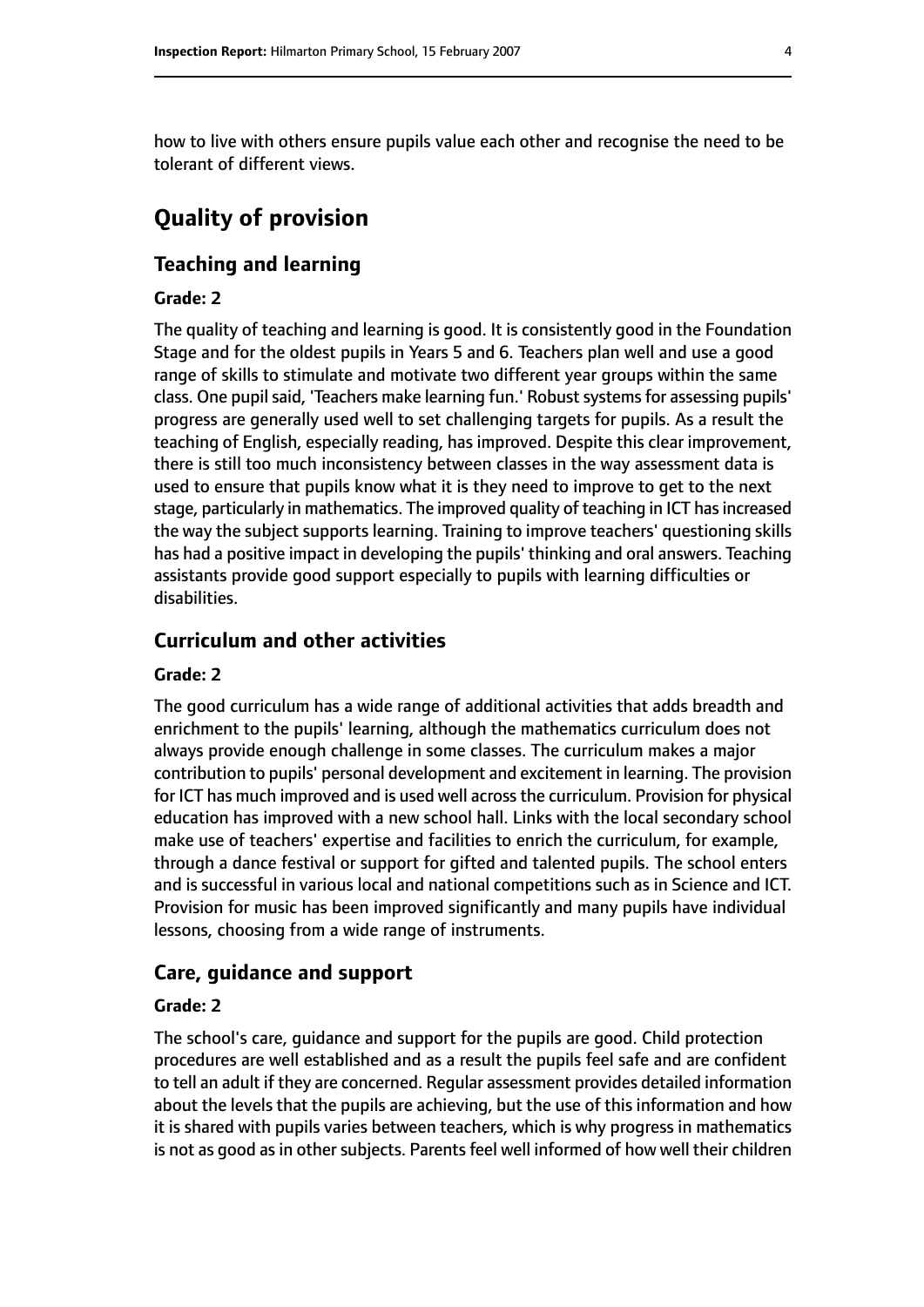how to live with others ensure pupils value each other and recognise the need to be tolerant of different views.

# Quality of provision

## Teaching and learning

### Grade: 2

The quality of teaching and learning is good. It is consistently good in the Foundation Stage and for the oldest pupils in Years 5 and 6. Teachers plan well and use a good range of skills to stimulate and motivate two different year groups within the same class. One pupil said, 'Teachers make learning fun.' Robust systems for assessing pupils' progress are generally used well to set challenging targets for pupils. As a result the teaching of English, especially reading, has improved. Despite this clear improvement, there is still too much inconsistency between classes in the way assessment data is used to ensure that pupils know what it is they need to improve to get to the next stage, particularly in mathematics. The improved quality of teaching in ICT has increased the way the subject supports learning. Training to improve teachers' questioning skills has had a positive impact in developing the pupils' thinking and oral answers. Teaching assistants provide good support especially to pupils with learning difficulties or disabilities.

## Curriculum and other activities

### Grade: 2

The good curriculum has a wide range of additional activities that adds breadth and enrichment to the pupils' learning, although the mathematics curriculum does not always provide enough challenge in some classes. The curriculum makes a major contribution to pupils' personal development and excitement in learning. The provision for ICT has much improved and is used well across the curriculum. Provision for physical education has improved with a new school hall. Links with the local secondary school make use of teachers' expertise and facilities to enrich the curriculum, for example, through a dance festival or support for gifted and talented pupils. The school enters and is successful in various local and national competitions such as in Science and ICT. Provision for music has been improved significantly and many pupils have individual lessons, choosing from a wide range of instruments.

## Care, guidance and support

### Grade: 2

The school's care, guidance and support for the pupils are good. Child protection procedures are well established and as a result the pupils feel safe and are confident to tell an adult if they are concerned. Regular assessment provides detailed information about the levels that the pupils are achieving, but the use of this information and how it is shared with pupils varies between teachers, which is why progress in mathematics is not as good as in other subjects. Parents feel well informed of how well their children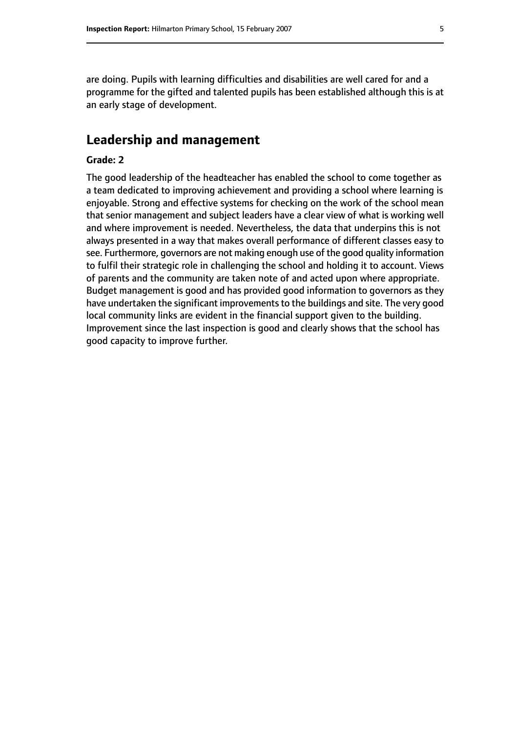are doing. Pupils with learning difficulties and disabilities are well cared for and a programme for the gifted and talented pupils has been established although this is at an early stage of development.

## Leadership and management

**Grade: 2**

The good leadership of the headteacher has enabled the school to come together as a team dedicated to improving achievement and providing a school where learning is enjoyable. Strong and effective systems for checking on the work of the school mean that senior management and subject leaders have a clear view of what is working well and where improvement is needed. Nevertheless, the data that underpins this is not always presented in a way that makes overall performance of different classes easy to see. Furthermore, governors are not making enough use of the good quality information to fulfil their strategic role in challenging the school and holding it to account. Views of parents and the community are taken note of and acted upon where appropriate. Budget management is good and has provided good information to governors as they have undertaken the significant improvements to the buildings and site. The very good local community links are evident in the financial support given to the building. Improvement since the last inspection is good and clearly shows that the school has good capacity to improve further.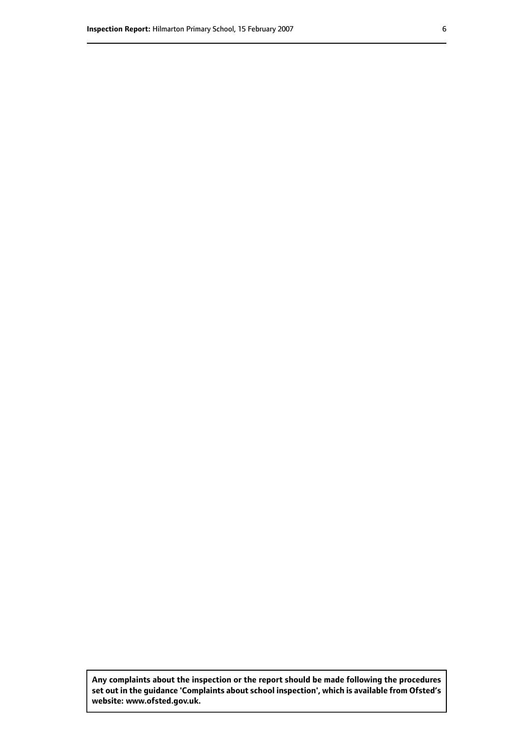**Any complaints about the inspection or the report should be made following the procedures set out in the guidance 'Complaints about school inspection', which is available from Ofsted's website: www.ofsted.gov.uk.**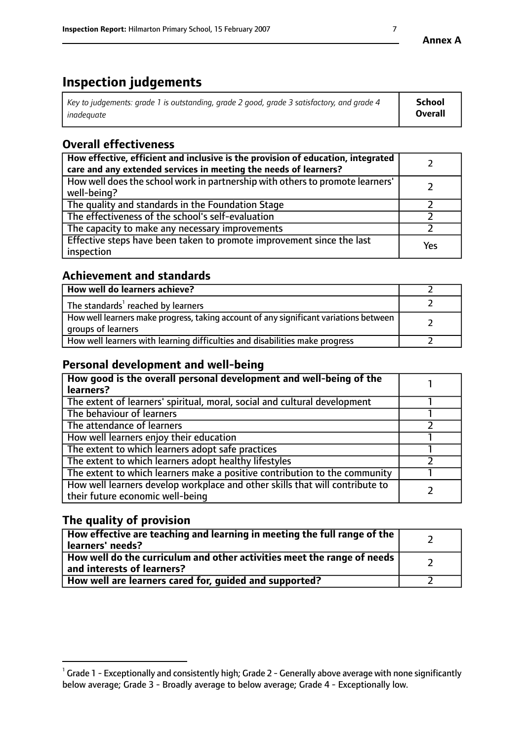Annex A

# Inspection judgements

| *Key to judgements: grade 1 is outstanding, grade 2 good, grade 3 satisfactory, and grade 4 inadequate* | **School Overall** |
|---|---|

## Overall effectiveness

| | |
|---|---|
| **How effective, efficient and inclusive is the provision of education, integrated care and any extended services in meeting the needs of learners?** | 2 |
| How well does the school work in partnership with others to promote learners' well-being? | 2 |
| The quality and standards in the Foundation Stage | 2 |
| The effectiveness of the school's self-evaluation | 2 |
| The capacity to make any necessary improvements | 2 |
| Effective steps have been taken to promote improvement since the last inspection | Yes |

## Achievement and standards

| | |
|---|---|
| **How well do learners achieve?** | 2 |
| The standards[1] reached by learners | 2 |
| How well learners make progress, taking account of any significant variations between groups of learners | 2 |
| How well learners with learning difficulties and disabilities make progress | 2 |

## Personal development and well-being

| | |
|---|---|
| **How good is the overall personal development and well-being of the learners?** | 1 |
| The extent of learners' spiritual, moral, social and cultural development | 1 |
| The behaviour of learners | 1 |
| The attendance of learners | 2 |
| How well learners enjoy their education | 1 |
| The extent to which learners adopt safe practices | 1 |
| The extent to which learners adopt healthy lifestyles | 2 |
| The extent to which learners make a positive contribution to the community | 1 |
| How well learners develop workplace and other skills that will contribute to their future economic well-being | 2 |

## The quality of provision

| | |
|---|---|
| **How effective are teaching and learning in meeting the full range of the learners' needs?** | 2 |
| **How well do the curriculum and other activities meet the range of needs and interests of learners?** | 2 |
| **How well are learners cared for, guided and supported?** | 2 |

[1] Grade 1 - Exceptionally and consistently high; Grade 2 - Generally above average with none significantly below average; Grade 3 - Broadly average to below average; Grade 4 - Exceptionally low.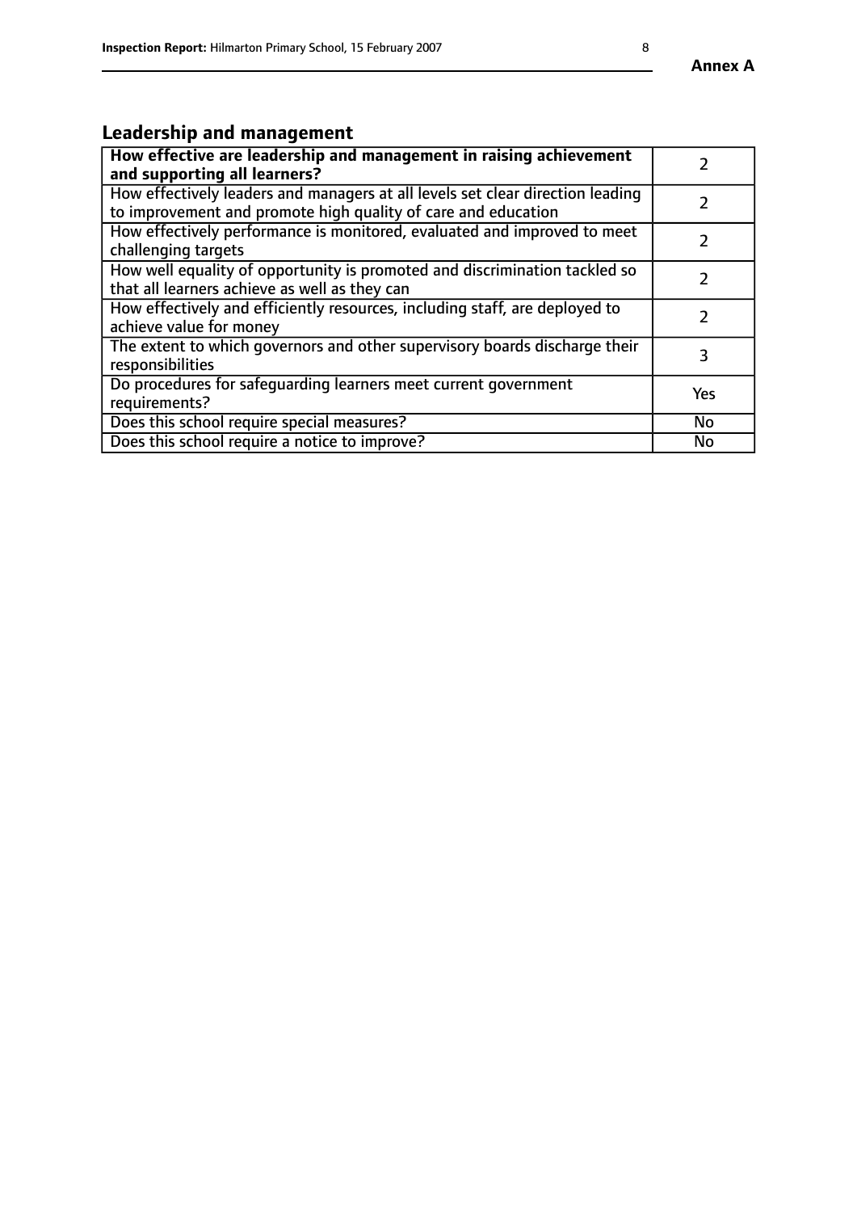## Leadership and management

| **How effective are leadership and management in raising achievement and supporting all learners?** | 2 |
|---|---|
| How effectively leaders and managers at all levels set clear direction leading to improvement and promote high quality of care and education | 2 |
| How effectively performance is monitored, evaluated and improved to meet challenging targets | 2 |
| How well equality of opportunity is promoted and discrimination tackled so that all learners achieve as well as they can | 2 |
| How effectively and efficiently resources, including staff, are deployed to achieve value for money | 2 |
| The extent to which governors and other supervisory boards discharge their responsibilities | 3 |
| Do procedures for safeguarding learners meet current government requirements? | Yes |
| Does this school require special measures? | No |
| Does this school require a notice to improve? | No |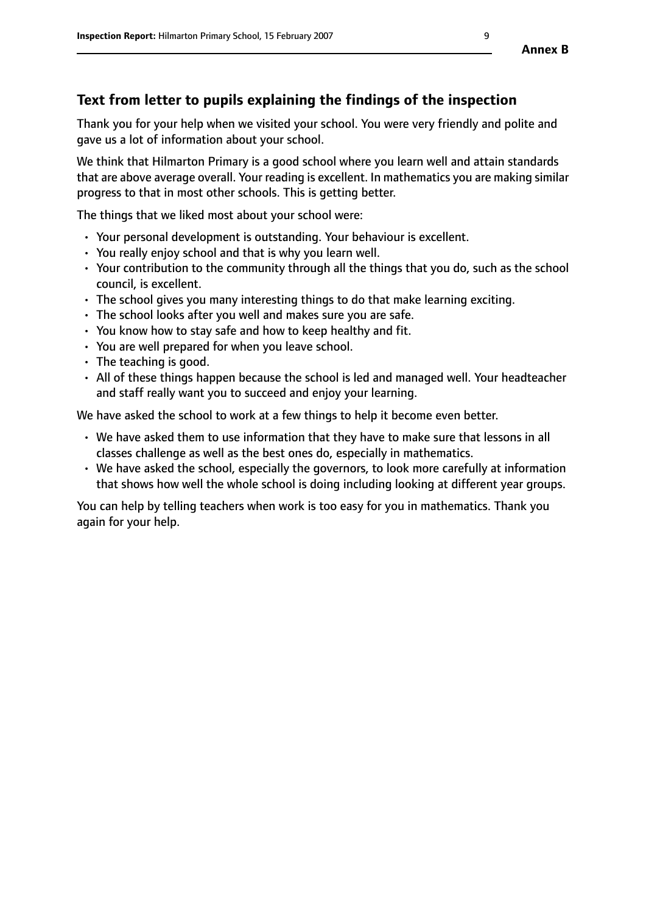## Text from letter to pupils explaining the findings of the inspection

Thank you for your help when we visited your school. You were very friendly and polite and gave us a lot of information about your school.

We think that Hilmarton Primary is a good school where you learn well and attain standards that are above average overall. Your reading is excellent. In mathematics you are making similar progress to that in most other schools. This is getting better.

The things that we liked most about your school were:

- Your personal development is outstanding. Your behaviour is excellent.
- You really enjoy school and that is why you learn well.
- Your contribution to the community through all the things that you do, such as the school council, is excellent.
- The school gives you many interesting things to do that make learning exciting.
- The school looks after you well and makes sure you are safe.
- You know how to stay safe and how to keep healthy and fit.
- You are well prepared for when you leave school.
- The teaching is good.
- All of these things happen because the school is led and managed well. Your headteacher and staff really want you to succeed and enjoy your learning.

We have asked the school to work at a few things to help it become even better.

- We have asked them to use information that they have to make sure that lessons in all classes challenge as well as the best ones do, especially in mathematics.
- We have asked the school, especially the governors, to look more carefully at information that shows how well the whole school is doing including looking at different year groups.

You can help by telling teachers when work is too easy for you in mathematics. Thank you again for your help.